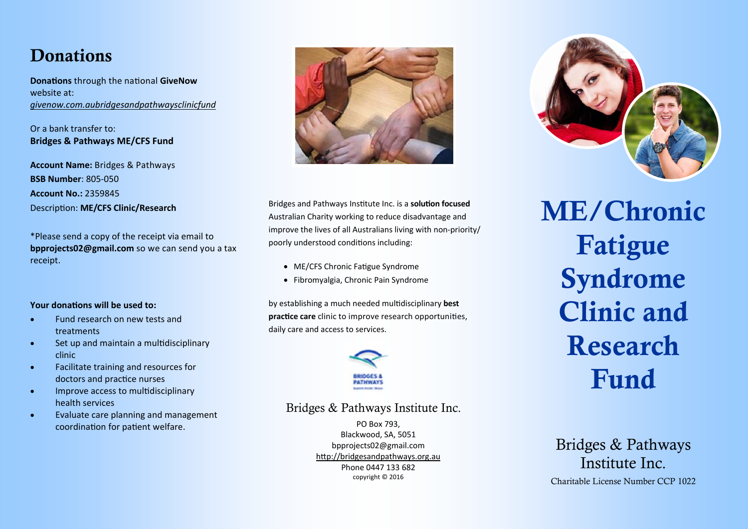# Donations

**Donations** through the national **GiveNow** website at:
*givenow.com.aubridgesandpathwaysclinicfund*

Or a bank transfer to:
**Bridges & Pathways ME/CFS Fund**

**Account Name:** Bridges & Pathways
**BSB Number**: 805-050
**Account No.:** 2359845
Description: **ME/CFS Clinic/Research**

*Please send a copy of the receipt via email to **bpprojects02@gmail.com** so we can send you a tax receipt.

**Your donations will be used to:**

- Fund research on new tests and treatments
- Set up and maintain a multidisciplinary clinic
- Facilitate training and resources for doctors and practice nurses
- Improve access to multidisciplinary health services
- Evaluate care planning and management coordination for patient welfare.

Bridges and Pathways Institute Inc. is a **solution focused** Australian Charity working to reduce disadvantage and improve the lives of all Australians living with non-priority/ poorly understood conditions including:

- ME/CFS Chronic Fatigue Syndrome
- Fibromyalgia, Chronic Pain Syndrome

by establishing a much needed multidisciplinary **best practice care** clinic to improve research opportunities, daily care and access to services.

BRIDGES & PATHWAYS

Bridges & Pathways Institute Inc.

PO Box 793,
Blackwood, SA, 5051
bpprojects02@gmail.com
http://bridgesandpathways.org.au
Phone 0447 133 682
copyright © 2016

# ME/Chronic Fatigue Syndrome Clinic and Research Fund

Bridges & Pathways Institute Inc.

Charitable License Number CCP 1022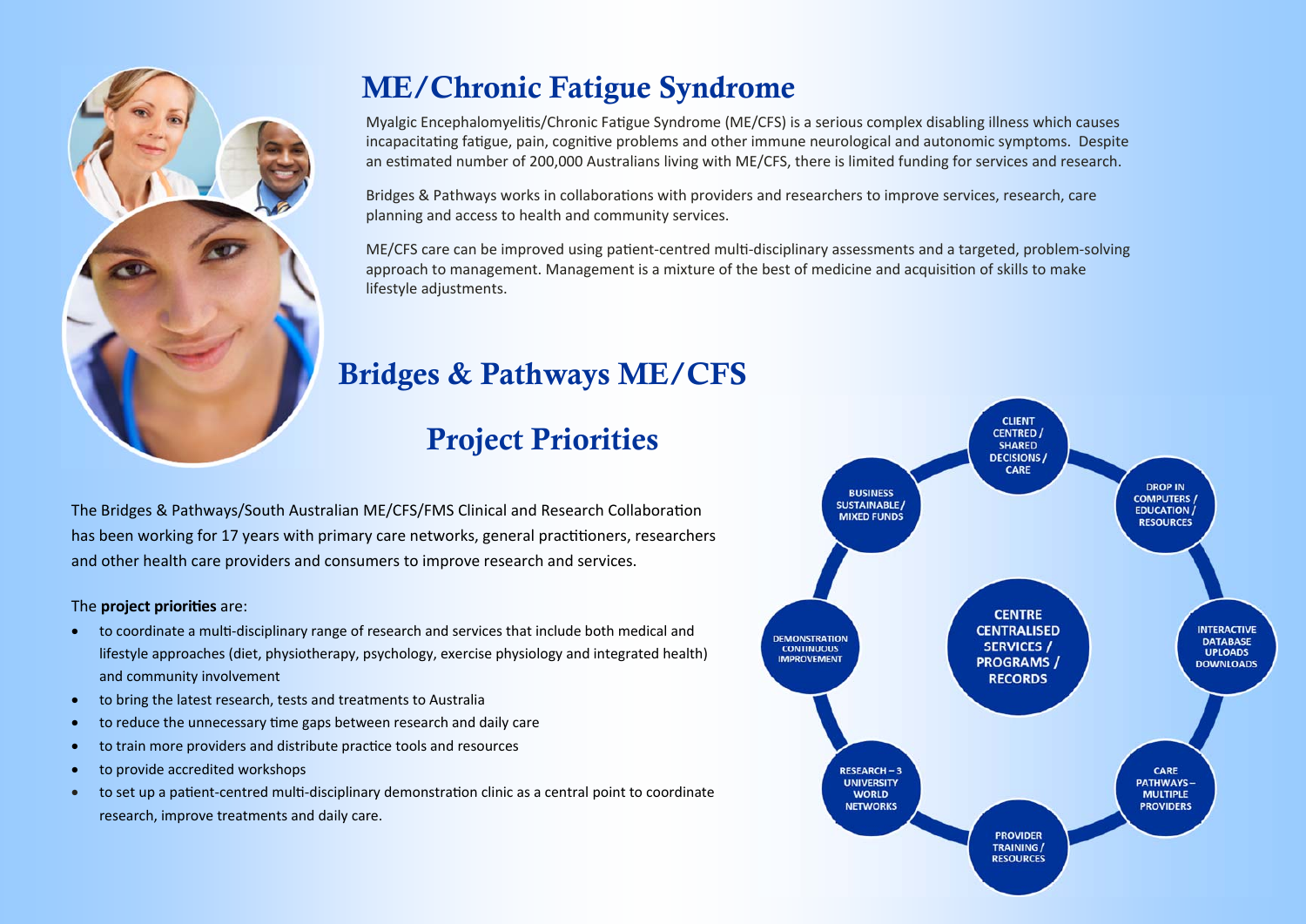# ME/Chronic Fatigue Syndrome

Myalgic Encephalomyelitis/Chronic Fatigue Syndrome (ME/CFS) is a serious complex disabling illness which causes incapacitating fatigue, pain, cognitive problems and other immune neurological and autonomic symptoms. Despite an estimated number of 200,000 Australians living with ME/CFS, there is limited funding for services and research.

Bridges & Pathways works in collaborations with providers and researchers to improve services, research, care planning and access to health and community services.

ME/CFS care can be improved using patient-centred multi-disciplinary assessments and a targeted, problem-solving approach to management. Management is a mixture of the best of medicine and acquisition of skills to make lifestyle adjustments.

## Bridges & Pathways ME/CFS

## Project Priorities

The Bridges & Pathways/South Australian ME/CFS/FMS Clinical and Research Collaboration has been working for 17 years with primary care networks, general practitioners, researchers and other health care providers and consumers to improve research and services.

The **project priorities** are:

- to coordinate a multi-disciplinary range of research and services that include both medical and lifestyle approaches (diet, physiotherapy, psychology, exercise physiology and integrated health) and community involvement
- to bring the latest research, tests and treatments to Australia
- to reduce the unnecessary time gaps between research and daily care
- to train more providers and distribute practice tools and resources
- to provide accredited workshops
- to set up a patient-centred multi-disciplinary demonstration clinic as a central point to coordinate research, improve treatments and daily care.

CENTRE CENTRALISED SERVICES / PROGRAMS / RECORDS

CLIENT CENTRED / SHARED DECISIONS / CARE

DROP IN COMPUTERS / EDUCATION / RESOURCES

INTERACTIVE DATABASE UPLOADS DOWNLOADS

CARE PATHWAYS – MULTIPLE PROVIDERS

PROVIDER TRAINING / RESOURCES

RESEARCH – 3 UNIVERSITY WORLD NETWORKS

DEMONSTRATION CONTINUOUS IMPROVEMENT

BUSINESS SUSTAINABLE / MIXED FUNDS